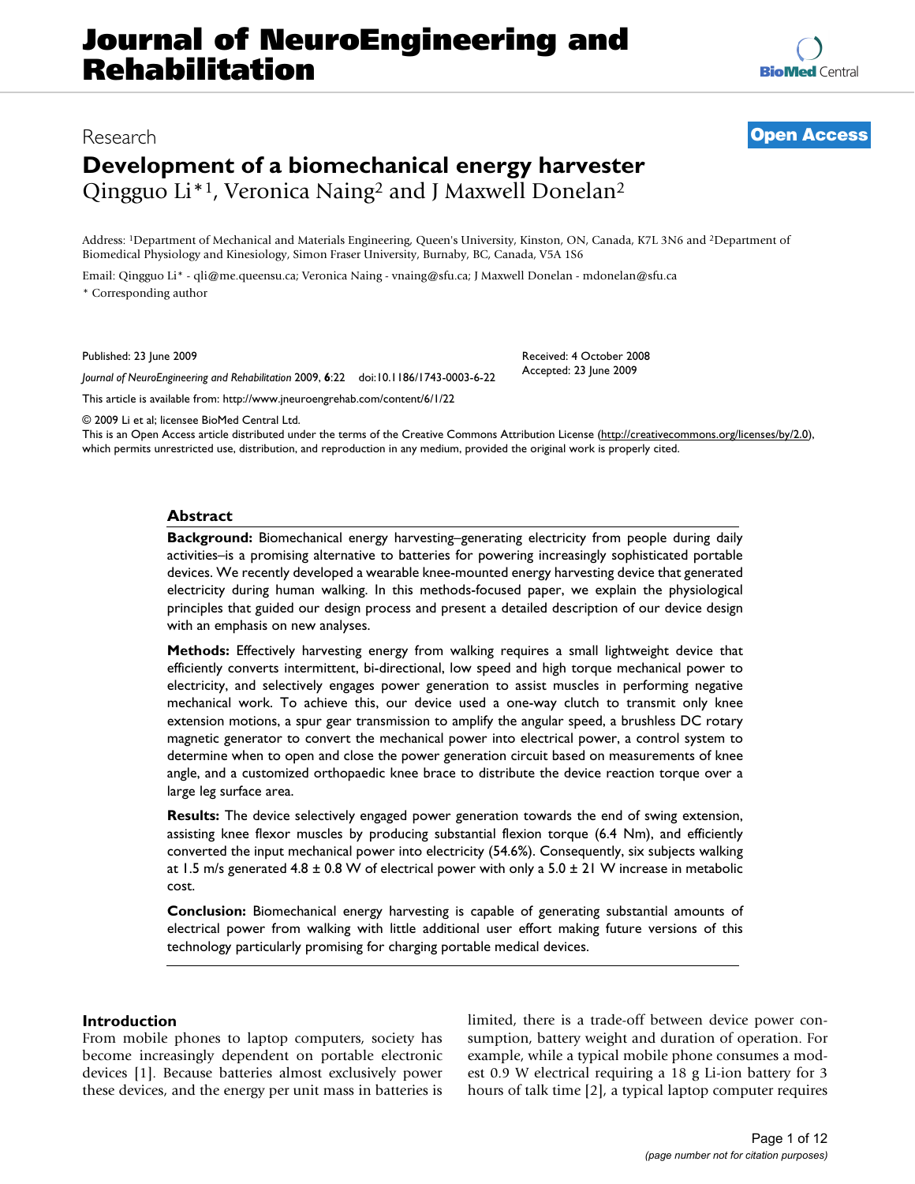# Development of a biomechanical energy harvester

Qingguo Li*[1], Veronica Naing[2] and J Maxwell Donelan[2]

Address: [1]Department of Mechanical and Materials Engineering, Queen's University, Kinston, ON, Canada, K7L 3N6 and [2]Department of Biomedical Physiology and Kinesiology, Simon Fraser University, Burnaby, BC, Canada, V5A 1S6

Email: Qingguo Li* - qli@me.queensu.ca; Veronica Naing - vnaing@sfu.ca; J Maxwell Donelan - mdonelan@sfu.ca

\* Corresponding author

Published: 23 June 2009

*Journal of NeuroEngineering and Rehabilitation* 2009, **6**:22 doi:10.1186/1743-0003-6-22

Received: 4 October 2008
Accepted: 23 June 2009

This article is available from: http://www.jneuroengrehab.com/content/6/1/22

© 2009 Li et al; licensee BioMed Central Ltd.

This is an Open Access article distributed under the terms of the Creative Commons Attribution License (http://creativecommons.org/licenses/by/2.0), which permits unrestricted use, distribution, and reproduction in any medium, provided the original work is properly cited.

## Abstract

**Background:** Biomechanical energy harvesting–generating electricity from people during daily activities–is a promising alternative to batteries for powering increasingly sophisticated portable devices. We recently developed a wearable knee-mounted energy harvesting device that generated electricity during human walking. In this methods-focused paper, we explain the physiological principles that guided our design process and present a detailed description of our device design with an emphasis on new analyses.

**Methods:** Effectively harvesting energy from walking requires a small lightweight device that efficiently converts intermittent, bi-directional, low speed and high torque mechanical power to electricity, and selectively engages power generation to assist muscles in performing negative mechanical work. To achieve this, our device used a one-way clutch to transmit only knee extension motions, a spur gear transmission to amplify the angular speed, a brushless DC rotary magnetic generator to convert the mechanical power into electrical power, a control system to determine when to open and close the power generation circuit based on measurements of knee angle, and a customized orthopaedic knee brace to distribute the device reaction torque over a large leg surface area.

**Results:** The device selectively engaged power generation towards the end of swing extension, assisting knee flexor muscles by producing substantial flexion torque (6.4 Nm), and efficiently converted the input mechanical power into electricity (54.6%). Consequently, six subjects walking at 1.5 m/s generated 4.8 ± 0.8 W of electrical power with only a 5.0 ± 21 W increase in metabolic cost.

**Conclusion:** Biomechanical energy harvesting is capable of generating substantial amounts of electrical power from walking with little additional user effort making future versions of this technology particularly promising for charging portable medical devices.

## Introduction

From mobile phones to laptop computers, society has become increasingly dependent on portable electronic devices [1]. Because batteries almost exclusively power these devices, and the energy per unit mass in batteries is limited, there is a trade-off between device power consumption, battery weight and duration of operation. For example, while a typical mobile phone consumes a modest 0.9 W electrical requiring a 18 g Li-ion battery for 3 hours of talk time [2], a typical laptop computer requires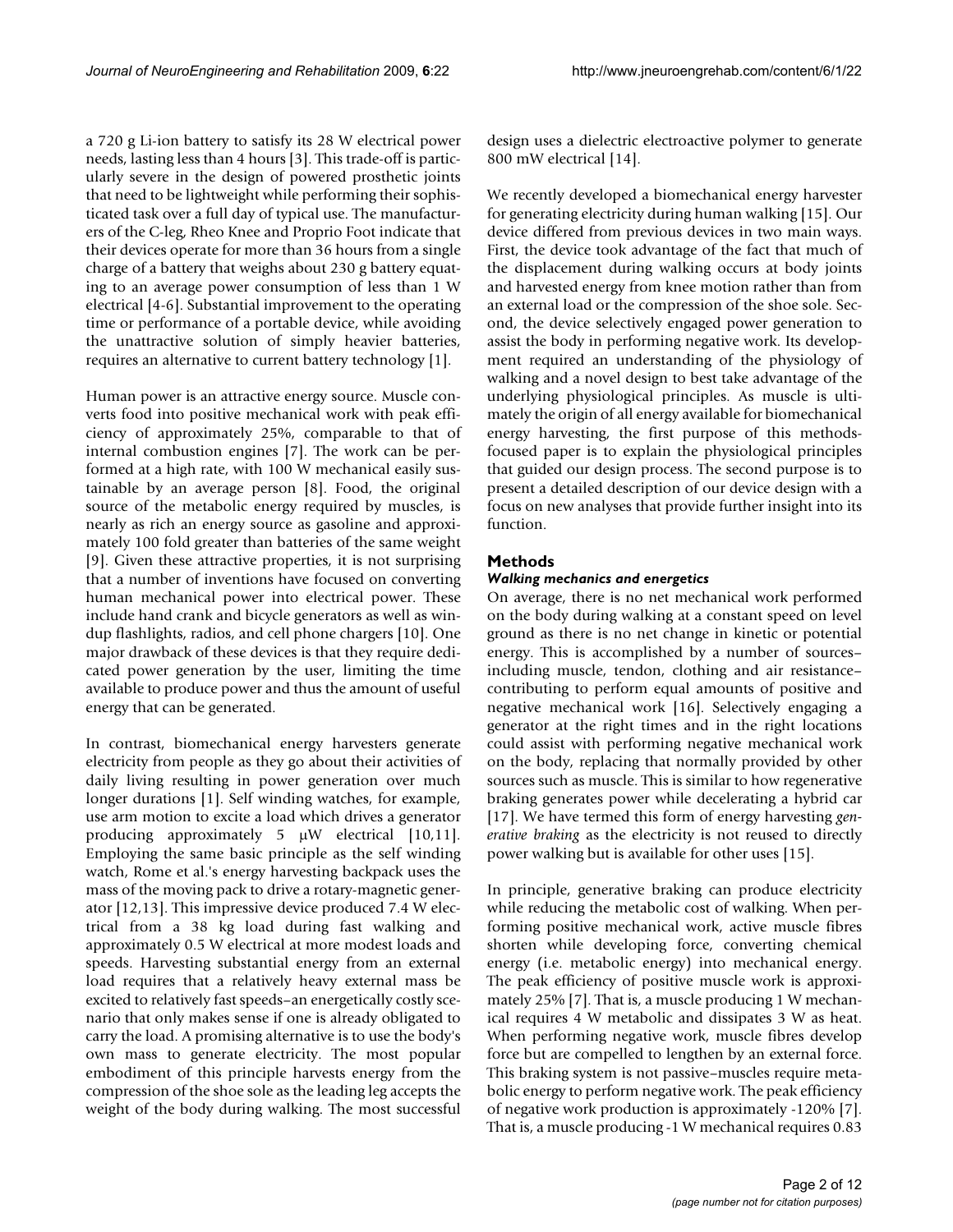a 720 g Li-ion battery to satisfy its 28 W electrical power needs, lasting less than 4 hours [3]. This trade-off is particularly severe in the design of powered prosthetic joints that need to be lightweight while performing their sophisticated task over a full day of typical use. The manufacturers of the C-leg, Rheo Knee and Proprio Foot indicate that their devices operate for more than 36 hours from a single charge of a battery that weighs about 230 g battery equating to an average power consumption of less than 1 W electrical [4-6]. Substantial improvement to the operating time or performance of a portable device, while avoiding the unattractive solution of simply heavier batteries, requires an alternative to current battery technology [1].

Human power is an attractive energy source. Muscle converts food into positive mechanical work with peak efficiency of approximately 25%, comparable to that of internal combustion engines [7]. The work can be performed at a high rate, with 100 W mechanical easily sustainable by an average person [8]. Food, the original source of the metabolic energy required by muscles, is nearly as rich an energy source as gasoline and approximately 100 fold greater than batteries of the same weight [9]. Given these attractive properties, it is not surprising that a number of inventions have focused on converting human mechanical power into electrical power. These include hand crank and bicycle generators as well as windup flashlights, radios, and cell phone chargers [10]. One major drawback of these devices is that they require dedicated power generation by the user, limiting the time available to produce power and thus the amount of useful energy that can be generated.

In contrast, biomechanical energy harvesters generate electricity from people as they go about their activities of daily living resulting in power generation over much longer durations [1]. Self winding watches, for example, use arm motion to excite a load which drives a generator producing approximately 5 μW electrical [10,11]. Employing the same basic principle as the self winding watch, Rome et al.'s energy harvesting backpack uses the mass of the moving pack to drive a rotary-magnetic generator [12,13]. This impressive device produced 7.4 W electrical from a 38 kg load during fast walking and approximately 0.5 W electrical at more modest loads and speeds. Harvesting substantial energy from an external load requires that a relatively heavy external mass be excited to relatively fast speeds–an energetically costly scenario that only makes sense if one is already obligated to carry the load. A promising alternative is to use the body's own mass to generate electricity. The most popular embodiment of this principle harvests energy from the compression of the shoe sole as the leading leg accepts the weight of the body during walking. The most successful design uses a dielectric electroactive polymer to generate 800 mW electrical [14].

We recently developed a biomechanical energy harvester for generating electricity during human walking [15]. Our device differed from previous devices in two main ways. First, the device took advantage of the fact that much of the displacement during walking occurs at body joints and harvested energy from knee motion rather than from an external load or the compression of the shoe sole. Second, the device selectively engaged power generation to assist the body in performing negative work. Its development required an understanding of the physiology of walking and a novel design to best take advantage of the underlying physiological principles. As muscle is ultimately the origin of all energy available for biomechanical energy harvesting, the first purpose of this methods-focused paper is to explain the physiological principles that guided our design process. The second purpose is to present a detailed description of our device design with a focus on new analyses that provide further insight into its function.

## Methods

### *Walking mechanics and energetics*

On average, there is no net mechanical work performed on the body during walking at a constant speed on level ground as there is no net change in kinetic or potential energy. This is accomplished by a number of sources–including muscle, tendon, clothing and air resistance–contributing to perform equal amounts of positive and negative mechanical work [16]. Selectively engaging a generator at the right times and in the right locations could assist with performing negative mechanical work on the body, replacing that normally provided by other sources such as muscle. This is similar to how regenerative braking generates power while decelerating a hybrid car [17]. We have termed this form of energy harvesting *generative braking* as the electricity is not reused to directly power walking but is available for other uses [15].

In principle, generative braking can produce electricity while reducing the metabolic cost of walking. When performing positive mechanical work, active muscle fibres shorten while developing force, converting chemical energy (i.e. metabolic energy) into mechanical energy. The peak efficiency of positive muscle work is approximately 25% [7]. That is, a muscle producing 1 W mechanical requires 4 W metabolic and dissipates 3 W as heat. When performing negative work, muscle fibres develop force but are compelled to lengthen by an external force. This braking system is not passive–muscles require metabolic energy to perform negative work. The peak efficiency of negative work production is approximately -120% [7]. That is, a muscle producing -1 W mechanical requires 0.83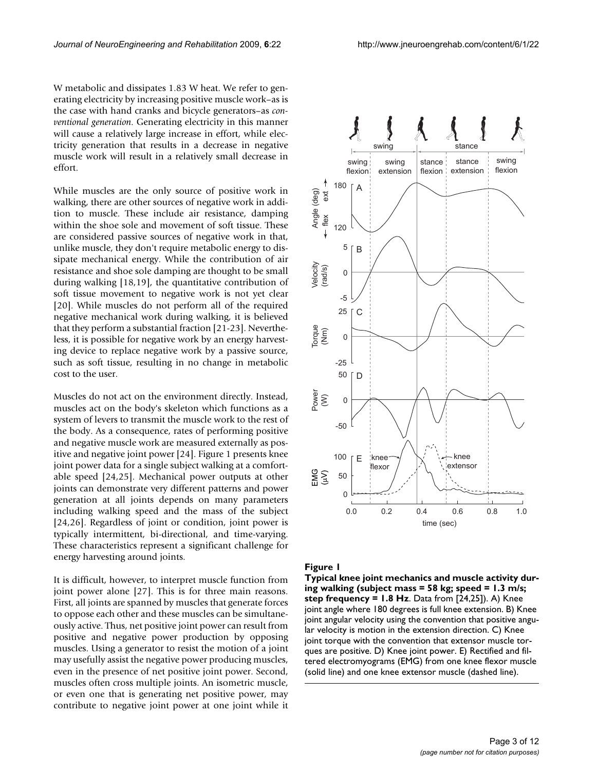W metabolic and dissipates 1.83 W heat. We refer to generating electricity by increasing positive muscle work–as is the case with hand cranks and bicycle generators–as *conventional generation*. Generating electricity in this manner will cause a relatively large increase in effort, while electricity generation that results in a decrease in negative muscle work will result in a relatively small decrease in effort.

While muscles are the only source of positive work in walking, there are other sources of negative work in addition to muscle. These include air resistance, damping within the shoe sole and movement of soft tissue. These are considered passive sources of negative work in that, unlike muscle, they don't require metabolic energy to dissipate mechanical energy. While the contribution of air resistance and shoe sole damping are thought to be small during walking [18,19], the quantitative contribution of soft tissue movement to negative work is not yet clear [20]. While muscles do not perform all of the required negative mechanical work during walking, it is believed that they perform a substantial fraction [21-23]. Nevertheless, it is possible for negative work by an energy harvesting device to replace negative work by a passive source, such as soft tissue, resulting in no change in metabolic cost to the user.

Muscles do not act on the environment directly. Instead, muscles act on the body's skeleton which functions as a system of levers to transmit the muscle work to the rest of the body. As a consequence, rates of performing positive and negative muscle work are measured externally as positive and negative joint power [24]. Figure 1 presents knee joint power data for a single subject walking at a comfortable speed [24,25]. Mechanical power outputs at other joints can demonstrate very different patterns and power generation at all joints depends on many parameters including walking speed and the mass of the subject [24,26]. Regardless of joint or condition, joint power is typically intermittent, bi-directional, and time-varying. These characteristics represent a significant challenge for energy harvesting around joints.

It is difficult, however, to interpret muscle function from joint power alone [27]. This is for three main reasons. First, all joints are spanned by muscles that generate forces to oppose each other and these muscles can be simultaneously active. Thus, net positive joint power can result from positive and negative power production by opposing muscles. Using a generator to resist the motion of a joint may usefully assist the negative power producing muscles, even in the presence of net positive joint power. Second, muscles often cross multiple joints. An isometric muscle, or even one that is generating net positive power, may contribute to negative joint power at one joint while it

swing
stance
swing flexion
swing extension
stance flexion
stance extension
swing flexion

A
Angle (deg)
← flex ext →
180
120

B
Velocity (rad/s)
5
0
-5

C
Torque (Nm)
25
0
-25

D
Power (W)
50
0
-50

E
EMG (μV)
100
50
0
knee flexor
knee extensor

0.0
0.2
0.4
0.6
0.8
1.0
time (sec)

**Figure 1**

**Typical knee joint mechanics and muscle activity during walking (subject mass = 58 kg; speed = 1.3 m/s; step frequency = 1.8 Hz**. Data from [24,25]). A) Knee joint angle where 180 degrees is full knee extension. B) Knee joint angular velocity using the convention that positive angular velocity is motion in the extension direction. C) Knee joint torque with the convention that extensor muscle torques are positive. D) Knee joint power. E) Rectified and filtered electromyograms (EMG) from one knee flexor muscle (solid line) and one knee extensor muscle (dashed line).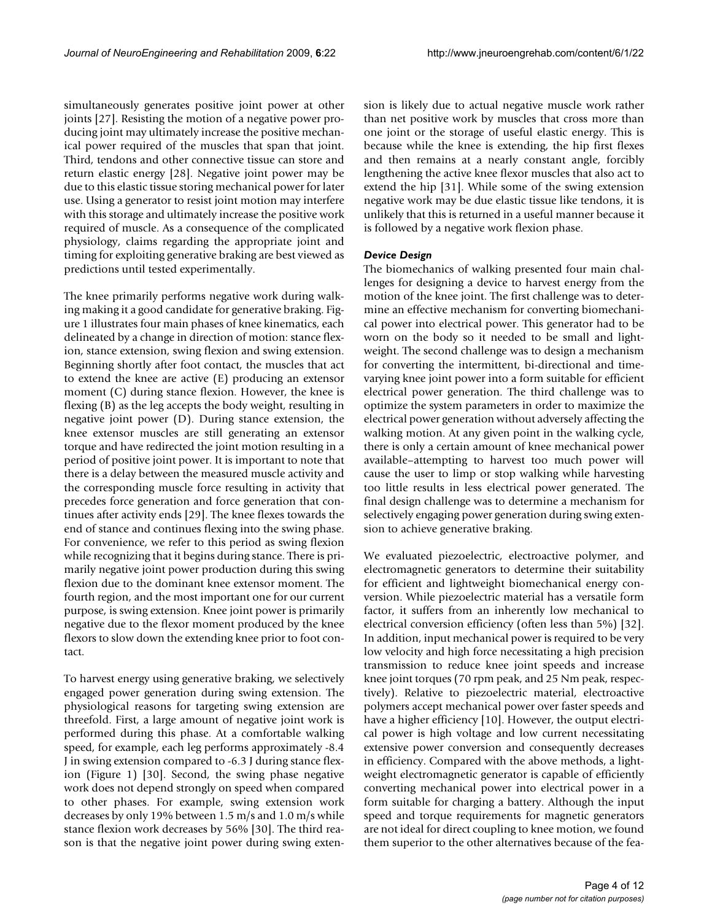simultaneously generates positive joint power at other joints [27]. Resisting the motion of a negative power producing joint may ultimately increase the positive mechanical power required of the muscles that span that joint. Third, tendons and other connective tissue can store and return elastic energy [28]. Negative joint power may be due to this elastic tissue storing mechanical power for later use. Using a generator to resist joint motion may interfere with this storage and ultimately increase the positive work required of muscle. As a consequence of the complicated physiology, claims regarding the appropriate joint and timing for exploiting generative braking are best viewed as predictions until tested experimentally.

The knee primarily performs negative work during walking making it a good candidate for generative braking. Figure 1 illustrates four main phases of knee kinematics, each delineated by a change in direction of motion: stance flexion, stance extension, swing flexion and swing extension. Beginning shortly after foot contact, the muscles that act to extend the knee are active (E) producing an extensor moment (C) during stance flexion. However, the knee is flexing (B) as the leg accepts the body weight, resulting in negative joint power (D). During stance extension, the knee extensor muscles are still generating an extensor torque and have redirected the joint motion resulting in a period of positive joint power. It is important to note that there is a delay between the measured muscle activity and the corresponding muscle force resulting in activity that precedes force generation and force generation that continues after activity ends [29]. The knee flexes towards the end of stance and continues flexing into the swing phase. For convenience, we refer to this period as swing flexion while recognizing that it begins during stance. There is primarily negative joint power production during this swing flexion due to the dominant knee extensor moment. The fourth region, and the most important one for our current purpose, is swing extension. Knee joint power is primarily negative due to the flexor moment produced by the knee flexors to slow down the extending knee prior to foot contact.

To harvest energy using generative braking, we selectively engaged power generation during swing extension. The physiological reasons for targeting swing extension are threefold. First, a large amount of negative joint work is performed during this phase. At a comfortable walking speed, for example, each leg performs approximately -8.4 J in swing extension compared to -6.3 J during stance flexion (Figure 1) [30]. Second, the swing phase negative work does not depend strongly on speed when compared to other phases. For example, swing extension work decreases by only 19% between 1.5 m/s and 1.0 m/s while stance flexion work decreases by 56% [30]. The third reason is that the negative joint power during swing extension is likely due to actual negative muscle work rather than net positive work by muscles that cross more than one joint or the storage of useful elastic energy. This is because while the knee is extending, the hip first flexes and then remains at a nearly constant angle, forcibly lengthening the active knee flexor muscles that also act to extend the hip [31]. While some of the swing extension negative work may be due elastic tissue like tendons, it is unlikely that this is returned in a useful manner because it is followed by a negative work flexion phase.

### *Device Design*

The biomechanics of walking presented four main challenges for designing a device to harvest energy from the motion of the knee joint. The first challenge was to determine an effective mechanism for converting biomechanical power into electrical power. This generator had to be worn on the body so it needed to be small and lightweight. The second challenge was to design a mechanism for converting the intermittent, bi-directional and time-varying knee joint power into a form suitable for efficient electrical power generation. The third challenge was to optimize the system parameters in order to maximize the electrical power generation without adversely affecting the walking motion. At any given point in the walking cycle, there is only a certain amount of knee mechanical power available–attempting to harvest too much power will cause the user to limp or stop walking while harvesting too little results in less electrical power generated. The final design challenge was to determine a mechanism for selectively engaging power generation during swing extension to achieve generative braking.

We evaluated piezoelectric, electroactive polymer, and electromagnetic generators to determine their suitability for efficient and lightweight biomechanical energy conversion. While piezoelectric material has a versatile form factor, it suffers from an inherently low mechanical to electrical conversion efficiency (often less than 5%) [32]. In addition, input mechanical power is required to be very low velocity and high force necessitating a high precision transmission to reduce knee joint speeds and increase knee joint torques (70 rpm peak, and 25 Nm peak, respectively). Relative to piezoelectric material, electroactive polymers accept mechanical power over faster speeds and have a higher efficiency [10]. However, the output electrical power is high voltage and low current necessitating extensive power conversion and consequently decreases in efficiency. Compared with the above methods, a lightweight electromagnetic generator is capable of efficiently converting mechanical power into electrical power in a form suitable for charging a battery. Although the input speed and torque requirements for magnetic generators are not ideal for direct coupling to knee motion, we found them superior to the other alternatives because of the fea-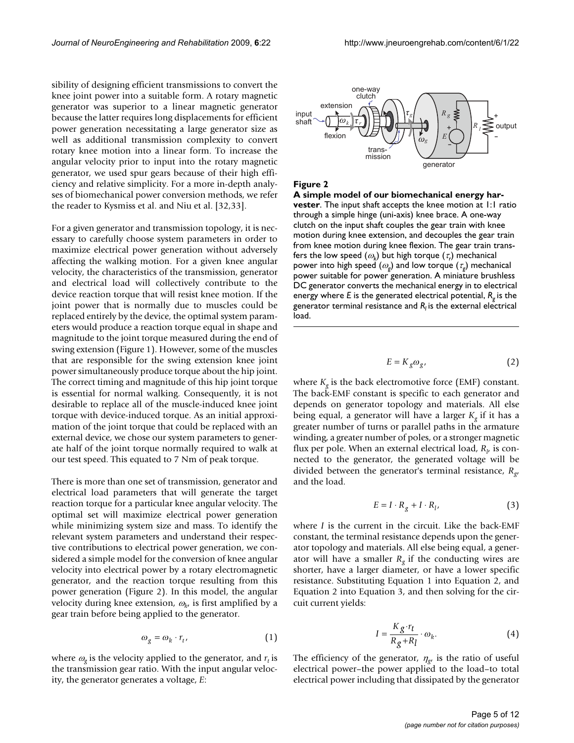sibility of designing efficient transmissions to convert the knee joint power into a suitable form. A rotary magnetic generator was superior to a linear magnetic generator because the latter requires long displacements for efficient power generation necessitating a large generator size as well as additional transmission complexity to convert rotary knee motion into a linear form. To increase the angular velocity prior to input into the rotary magnetic generator, we used spur gears because of their high efficiency and relative simplicity. For a more in-depth analyses of biomechanical power conversion methods, we refer the reader to Kysmiss et al. and Niu et al. [32,33].

For a given generator and transmission topology, it is necessary to carefully choose system parameters in order to maximize electrical power generation without adversely affecting the walking motion. For a given knee angular velocity, the characteristics of the transmission, generator and electrical load will collectively contribute to the device reaction torque that will resist knee motion. If the joint power that is normally due to muscles could be replaced entirely by the device, the optimal system parameters would produce a reaction torque equal in shape and magnitude to the joint torque measured during the end of swing extension (Figure 1). However, some of the muscles that are responsible for the swing extension knee joint power simultaneously produce torque about the hip joint. The correct timing and magnitude of this hip joint torque is essential for normal walking. Consequently, it is not desirable to replace all of the muscle-induced knee joint torque with device-induced torque. As an initial approximation of the joint torque that could be replaced with an external device, we chose our system parameters to generate half of the joint torque normally required to walk at our test speed. This equated to 7 Nm of peak torque.

There is more than one set of transmission, generator and electrical load parameters that will generate the target reaction torque for a particular knee angular velocity. The optimal set will maximize electrical power generation while minimizing system size and mass. To identify the relevant system parameters and understand their respective contributions to electrical power generation, we considered a simple model for the conversion of knee angular velocity into electrical power by a rotary electromagnetic generator, and the reaction torque resulting from this power generation (Figure 2). In this model, the angular velocity during knee extension, $\omega_k$, is first amplified by a gear train before being applied to the generator.

$$\omega_g = \omega_k \cdot r_t, \tag{1}$$

where $\omega_g$ is the velocity applied to the generator, and $r_t$ is the transmission gear ratio. With the input angular velocity, the generator generates a voltage, $E$:

one-way clutch
extension
input shaft
flexion
trans-mission
generator
output

**Figure 2**

**A simple model of our biomechanical energy harvester**. The input shaft accepts the knee motion at 1:1 ratio through a simple hinge (uni-axis) knee brace. A one-way clutch on the input shaft couples the gear train with knee motion during knee extension, and decouples the gear train from knee motion during knee flexion. The gear train transfers the low speed ($\omega_k$) but high torque ($\tau_r$) mechanical power into high speed ($\omega_g$) and low torque ($\tau_g$) mechanical power suitable for power generation. A miniature brushless DC generator converts the mechanical energy in to electrical energy where $E$ is the generated electrical potential, $R_g$ is the generator terminal resistance and $R_l$ is the external electrical load.

$$E = K_g \omega_g, \tag{2}$$

where $K_g$ is the back electromotive force (EMF) constant. The back-EMF constant is specific to each generator and depends on generator topology and materials. All else being equal, a generator will have a larger $K_g$ if it has a greater number of turns or parallel paths in the armature winding, a greater number of poles, or a stronger magnetic flux per pole. When an external electrical load, $R_l$, is connected to the generator, the generated voltage will be divided between the generator's terminal resistance, $R_g$, and the load.

$$E = I \cdot R_g + I \cdot R_l, \tag{3}$$

where $I$ is the current in the circuit. Like the back-EMF constant, the terminal resistance depends upon the generator topology and materials. All else being equal, a generator will have a smaller $R_g$ if the conducting wires are shorter, have a larger diameter, or have a lower specific resistance. Substituting Equation 1 into Equation 2, and Equation 2 into Equation 3, and then solving for the circuit current yields:

$$I = \frac{K_g \cdot r_t}{R_g + R_l} \cdot \omega_k. \tag{4}$$

The efficiency of the generator, $\eta_g$, is the ratio of useful electrical power–the power applied to the load–to total electrical power including that dissipated by the generator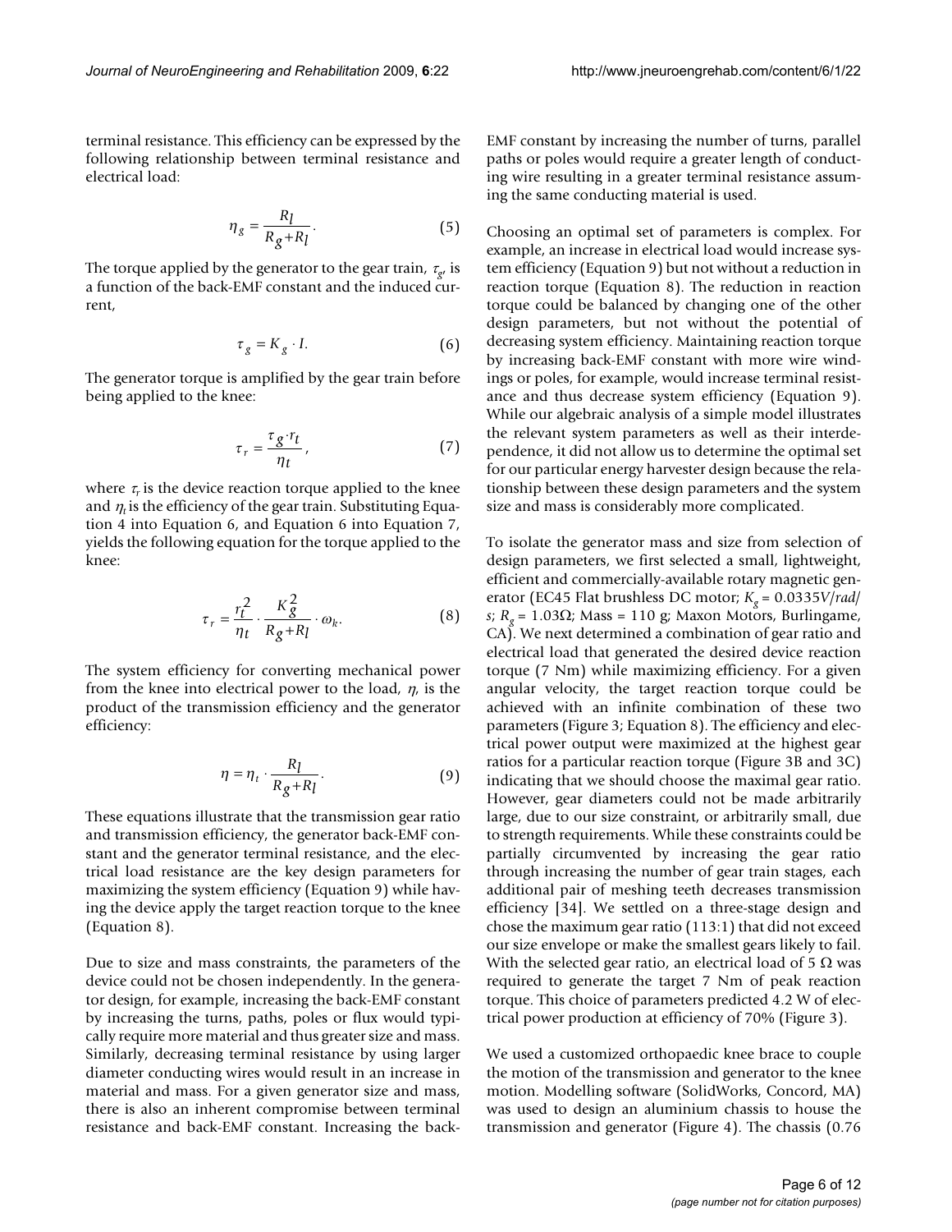terminal resistance. This efficiency can be expressed by the following relationship between terminal resistance and electrical load:

$$\eta_g = \frac{R_l}{R_g + R_l}. \quad (5)$$

The torque applied by the generator to the gear train, $\tau_g$, is a function of the back-EMF constant and the induced current,

$$\tau_g = K_g \cdot I. \quad (6)$$

The generator torque is amplified by the gear train before being applied to the knee:

$$\tau_r = \frac{\tau_g \cdot r_t}{\eta_t}, \quad (7)$$

where $\tau_r$ is the device reaction torque applied to the knee and $\eta_t$ is the efficiency of the gear train. Substituting Equation 4 into Equation 6, and Equation 6 into Equation 7, yields the following equation for the torque applied to the knee:

$$\tau_r = \frac{r_t^2}{\eta_t} \cdot \frac{K_g^2}{R_g + R_l} \cdot \omega_k. \quad (8)$$

The system efficiency for converting mechanical power from the knee into electrical power to the load, $\eta$, is the product of the transmission efficiency and the generator efficiency:

$$\eta = \eta_t \cdot \frac{R_l}{R_g + R_l}. \quad (9)$$

These equations illustrate that the transmission gear ratio and transmission efficiency, the generator back-EMF constant and the generator terminal resistance, and the electrical load resistance are the key design parameters for maximizing the system efficiency (Equation 9) while having the device apply the target reaction torque to the knee (Equation 8).

Due to size and mass constraints, the parameters of the device could not be chosen independently. In the generator design, for example, increasing the back-EMF constant by increasing the turns, paths, poles or flux would typically require more material and thus greater size and mass. Similarly, decreasing terminal resistance by using larger diameter conducting wires would result in an increase in material and mass. For a given generator size and mass, there is also an inherent compromise between terminal resistance and back-EMF constant. Increasing the back-EMF constant by increasing the number of turns, parallel paths or poles would require a greater length of conducting wire resulting in a greater terminal resistance assuming the same conducting material is used.

Choosing an optimal set of parameters is complex. For example, an increase in electrical load would increase system efficiency (Equation 9) but not without a reduction in reaction torque (Equation 8). The reduction in reaction torque could be balanced by changing one of the other design parameters, but not without the potential of decreasing system efficiency. Maintaining reaction torque by increasing back-EMF constant with more wire windings or poles, for example, would increase terminal resistance and thus decrease system efficiency (Equation 9). While our algebraic analysis of a simple model illustrates the relevant system parameters as well as their interdependence, it did not allow us to determine the optimal set for our particular energy harvester design because the relationship between these design parameters and the system size and mass is considerably more complicated.

To isolate the generator mass and size from selection of design parameters, we first selected a small, lightweight, efficient and commercially-available rotary magnetic generator (EC45 Flat brushless DC motor; $K_g = 0.0335 V/rad/s$; $R_g = 1.03\Omega$; Mass = 110 g; Maxon Motors, Burlingame, CA). We next determined a combination of gear ratio and electrical load that generated the desired device reaction torque (7 Nm) while maximizing efficiency. For a given angular velocity, the target reaction torque could be achieved with an infinite combination of these two parameters (Figure 3; Equation 8). The efficiency and electrical power output were maximized at the highest gear ratios for a particular reaction torque (Figure 3B and 3C) indicating that we should choose the maximal gear ratio. However, gear diameters could not be made arbitrarily large, due to our size constraint, or arbitrarily small, due to strength requirements. While these constraints could be partially circumvented by increasing the gear ratio through increasing the number of gear train stages, each additional pair of meshing teeth decreases transmission efficiency [34]. We settled on a three-stage design and chose the maximum gear ratio (113:1) that did not exceed our size envelope or make the smallest gears likely to fail. With the selected gear ratio, an electrical load of 5 Ω was required to generate the target 7 Nm of peak reaction torque. This choice of parameters predicted 4.2 W of electrical power production at efficiency of 70% (Figure 3).

We used a customized orthopaedic knee brace to couple the motion of the transmission and generator to the knee motion. Modelling software (SolidWorks, Concord, MA) was used to design an aluminium chassis to house the transmission and generator (Figure 4). The chassis (0.76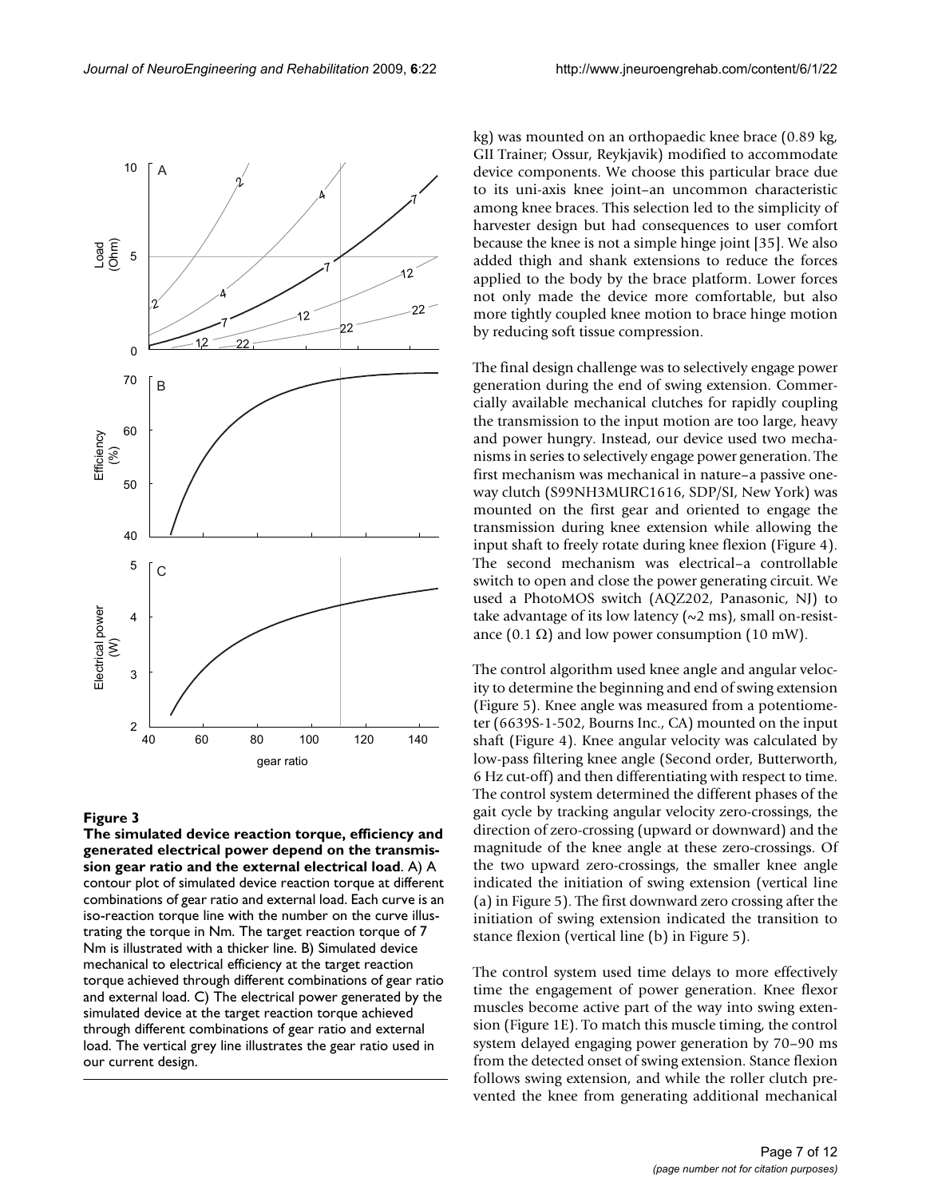10 A
Load (Ohm)
5
0
2
4
7
2
4
7
12
22
7
12
22
12
22

70 B
Efficiency (%)
60
50
40

5 C
Electrical power (W)
4
3
2
40 60 80 100 120 140
gear ratio

**Figure 3**

**The simulated device reaction torque, efficiency and generated electrical power depend on the transmission gear ratio and the external electrical load**. A) A contour plot of simulated device reaction torque at different combinations of gear ratio and external load. Each curve is an iso-reaction torque line with the number on the curve illustrating the torque in Nm. The target reaction torque of 7 Nm is illustrated with a thicker line. B) Simulated device mechanical to electrical efficiency at the target reaction torque achieved through different combinations of gear ratio and external load. C) The electrical power generated by the simulated device at the target reaction torque achieved through different combinations of gear ratio and external load. The vertical grey line illustrates the gear ratio used in our current design.

kg) was mounted on an orthopaedic knee brace (0.89 kg, GII Trainer; Ossur, Reykjavik) modified to accommodate device components. We choose this particular brace due to its uni-axis knee joint–an uncommon characteristic among knee braces. This selection led to the simplicity of harvester design but had consequences to user comfort because the knee is not a simple hinge joint [35]. We also added thigh and shank extensions to reduce the forces applied to the body by the brace platform. Lower forces not only made the device more comfortable, but also more tightly coupled knee motion to brace hinge motion by reducing soft tissue compression.

The final design challenge was to selectively engage power generation during the end of swing extension. Commercially available mechanical clutches for rapidly coupling the transmission to the input motion are too large, heavy and power hungry. Instead, our device used two mechanisms in series to selectively engage power generation. The first mechanism was mechanical in nature–a passive one-way clutch (S99NH3MURC1616, SDP/SI, New York) was mounted on the first gear and oriented to engage the transmission during knee extension while allowing the input shaft to freely rotate during knee flexion (Figure 4). The second mechanism was electrical–a controllable switch to open and close the power generating circuit. We used a PhotoMOS switch (AQZ202, Panasonic, NJ) to take advantage of its low latency (~2 ms), small on-resistance (0.1 Ω) and low power consumption (10 mW).

The control algorithm used knee angle and angular velocity to determine the beginning and end of swing extension (Figure 5). Knee angle was measured from a potentiometer (6639S-1-502, Bourns Inc., CA) mounted on the input shaft (Figure 4). Knee angular velocity was calculated by low-pass filtering knee angle (Second order, Butterworth, 6 Hz cut-off) and then differentiating with respect to time. The control system determined the different phases of the gait cycle by tracking angular velocity zero-crossings, the direction of zero-crossing (upward or downward) and the magnitude of the knee angle at these zero-crossings. Of the two upward zero-crossings, the smaller knee angle indicated the initiation of swing extension (vertical line (a) in Figure 5). The first downward zero crossing after the initiation of swing extension indicated the transition to stance flexion (vertical line (b) in Figure 5).

The control system used time delays to more effectively time the engagement of power generation. Knee flexor muscles become active part of the way into swing extension (Figure 1E). To match this muscle timing, the control system delayed engaging power generation by 70–90 ms from the detected onset of swing extension. Stance flexion follows swing extension, and while the roller clutch prevented the knee from generating additional mechanical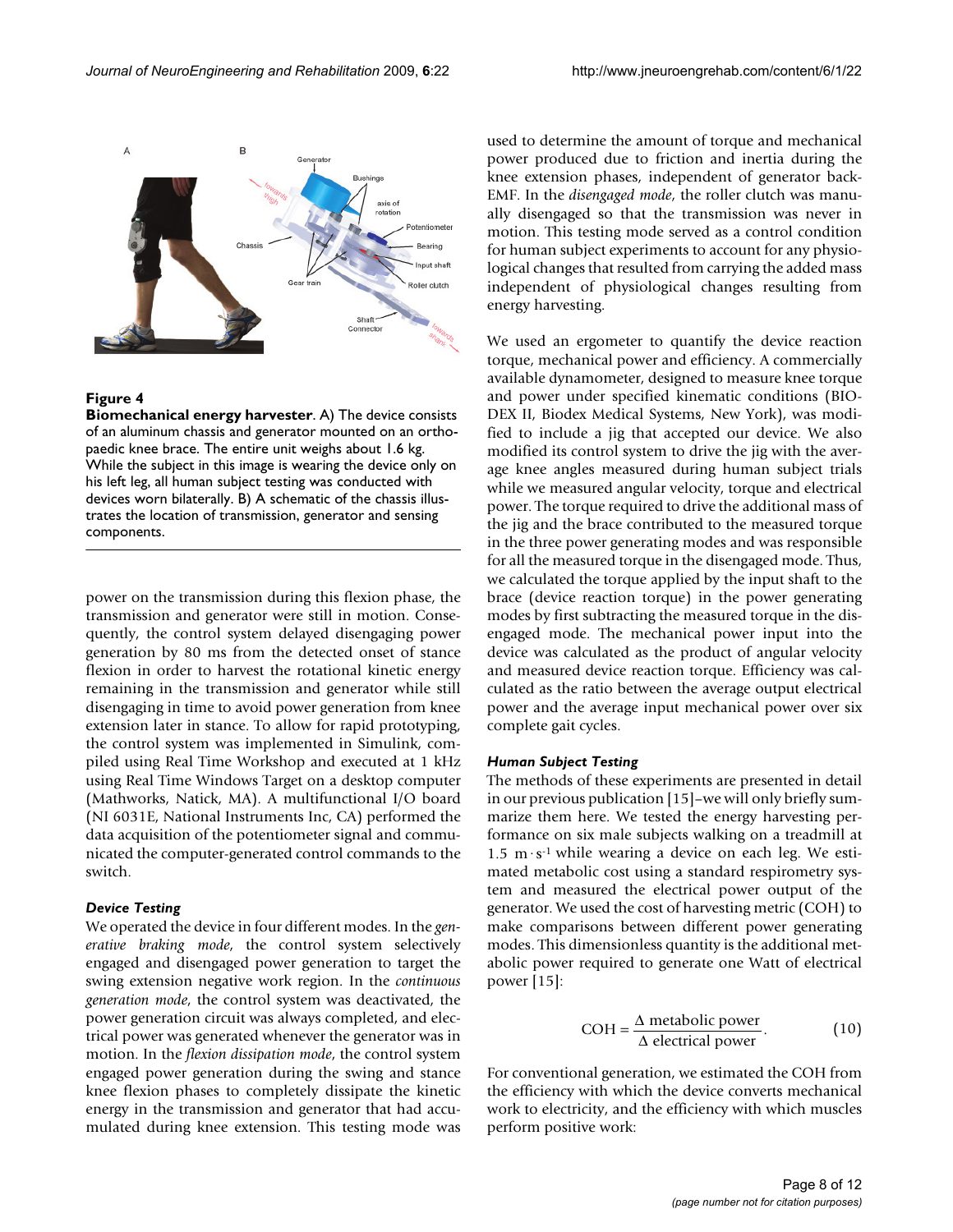A

B

Generator

Bushings

towards thigh

axis of rotation

Potentiometer

Chassis

Bearing

Input shaft

Gear train

Roller clutch

Shaft Connector

towards shank

**Figure 4**

**Biomechanical energy harvester**. A) The device consists of an aluminum chassis and generator mounted on an orthopaedic knee brace. The entire unit weighs about 1.6 kg. While the subject in this image is wearing the device only on his left leg, all human subject testing was conducted with devices worn bilaterally. B) A schematic of the chassis illustrates the location of transmission, generator and sensing components.

power on the transmission during this flexion phase, the transmission and generator were still in motion. Consequently, the control system delayed disengaging power generation by 80 ms from the detected onset of stance flexion in order to harvest the rotational kinetic energy remaining in the transmission and generator while still disengaging in time to avoid power generation from knee extension later in stance. To allow for rapid prototyping, the control system was implemented in Simulink, compiled using Real Time Workshop and executed at 1 kHz using Real Time Windows Target on a desktop computer (Mathworks, Natick, MA). A multifunctional I/O board (NI 6031E, National Instruments Inc, CA) performed the data acquisition of the potentiometer signal and communicated the computer-generated control commands to the switch.

### *Device Testing*

We operated the device in four different modes. In the *generative braking mode*, the control system selectively engaged and disengaged power generation to target the swing extension negative work region. In the *continuous generation mode*, the control system was deactivated, the power generation circuit was always completed, and electrical power was generated whenever the generator was in motion. In the *flexion dissipation mode*, the control system engaged power generation during the swing and stance knee flexion phases to completely dissipate the kinetic energy in the transmission and generator that had accumulated during knee extension. This testing mode was used to determine the amount of torque and mechanical power produced due to friction and inertia during the knee extension phases, independent of generator back-EMF. In the *disengaged mode*, the roller clutch was manually disengaged so that the transmission was never in motion. This testing mode served as a control condition for human subject experiments to account for any physiological changes that resulted from carrying the added mass independent of physiological changes resulting from energy harvesting.

We used an ergometer to quantify the device reaction torque, mechanical power and efficiency. A commercially available dynamometer, designed to measure knee torque and power under specified kinematic conditions (BIODEX II, Biodex Medical Systems, New York), was modified to include a jig that accepted our device. We also modified its control system to drive the jig with the average knee angles measured during human subject trials while we measured angular velocity, torque and electrical power. The torque required to drive the additional mass of the jig and the brace contributed to the measured torque in the three power generating modes and was responsible for all the measured torque in the disengaged mode. Thus, we calculated the torque applied by the input shaft to the brace (device reaction torque) in the power generating modes by first subtracting the measured torque in the disengaged mode. The mechanical power input into the device was calculated as the product of angular velocity and measured device reaction torque. Efficiency was calculated as the ratio between the average output electrical power and the average input mechanical power over six complete gait cycles.

### *Human Subject Testing*

The methods of these experiments are presented in detail in our previous publication [15]–we will only briefly summarize them here. We tested the energy harvesting performance on six male subjects walking on a treadmill at 1.5 $\text{m} \cdot \text{s}^{-1}$ while wearing a device on each leg. We estimated metabolic cost using a standard respirometry system and measured the electrical power output of the generator. We used the cost of harvesting metric (COH) to make comparisons between different power generating modes. This dimensionless quantity is the additional metabolic power required to generate one Watt of electrical power [15]:

$$\text{COH} = \frac{\Delta \text{ metabolic power}}{\Delta \text{ electrical power}}. \qquad (10)$$

For conventional generation, we estimated the COH from the efficiency with which the device converts mechanical work to electricity, and the efficiency with which muscles perform positive work: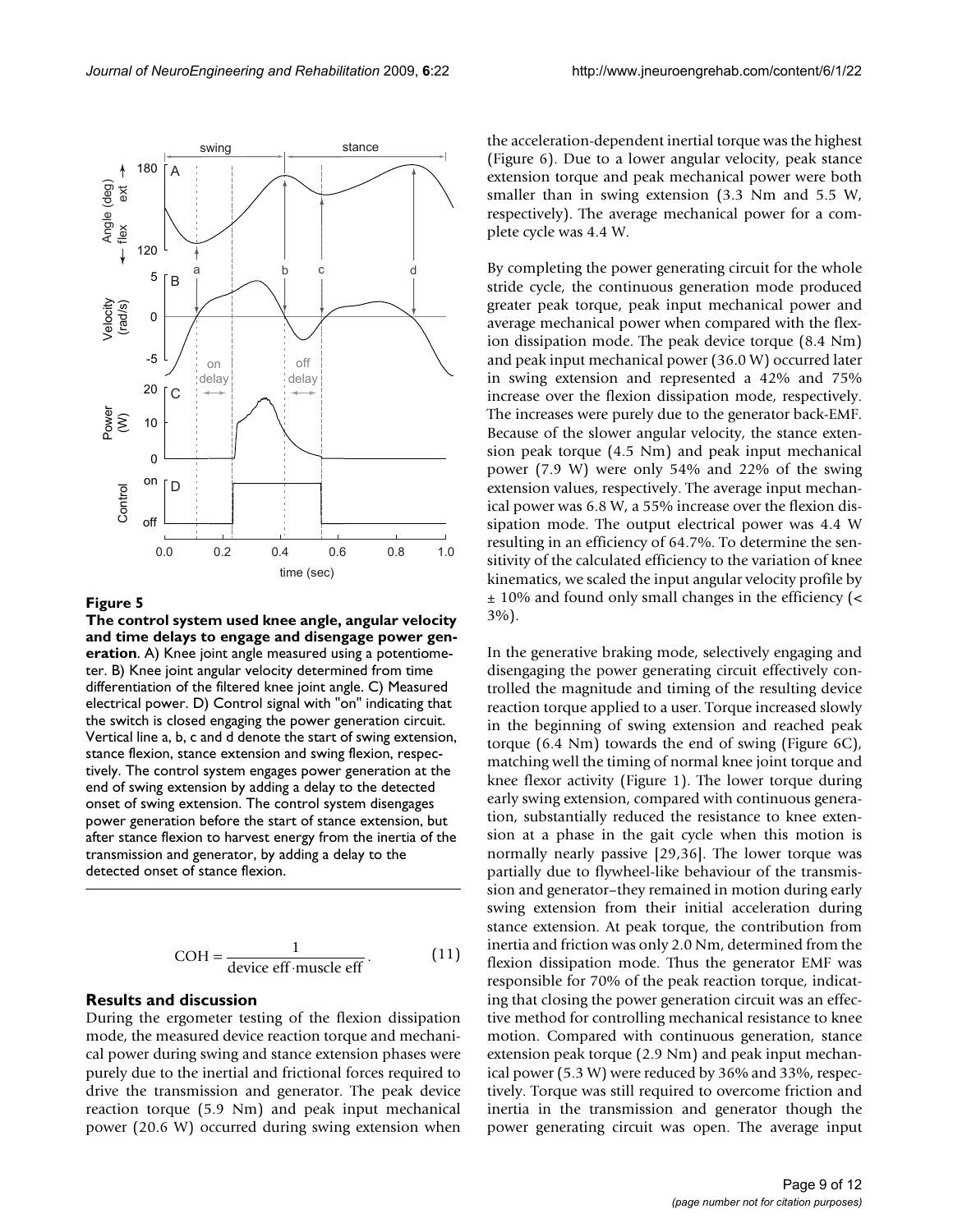swing

stance

180

Angle (deg)

ext

flex

120

A

a

b

c

d

5

B

Velocity (rad/s)

0

-5

on delay

off delay

20

C

Power (W)

10

0

on

D

Control

off

0.0

0.2

0.4

0.6

0.8

1.0

time (sec)

**Figure 5**

**The control system used knee angle, angular velocity and time delays to engage and disengage power generation**. A) Knee joint angle measured using a potentiometer. B) Knee joint angular velocity determined from time differentiation of the filtered knee joint angle. C) Measured electrical power. D) Control signal with "on" indicating that the switch is closed engaging the power generation circuit. Vertical line a, b, c and d denote the start of swing extension, stance flexion, stance extension and swing flexion, respectively. The control system engages power generation at the end of swing extension by adding a delay to the detected onset of swing extension. The control system disengages power generation before the start of stance extension, but after stance flexion to harvest energy from the inertia of the transmission and generator, by adding a delay to the detected onset of stance flexion.

$$\mathrm{COH} = \frac{1}{\text{device eff} \cdot \text{muscle eff}}. \tag{11}$$

## Results and discussion

During the ergometer testing of the flexion dissipation mode, the measured device reaction torque and mechanical power during swing and stance extension phases were purely due to the inertial and frictional forces required to drive the transmission and generator. The peak device reaction torque (5.9 Nm) and peak input mechanical power (20.6 W) occurred during swing extension when the acceleration-dependent inertial torque was the highest (Figure 6). Due to a lower angular velocity, peak stance extension torque and peak mechanical power were both smaller than in swing extension (3.3 Nm and 5.5 W, respectively). The average mechanical power for a complete cycle was 4.4 W.

By completing the power generating circuit for the whole stride cycle, the continuous generation mode produced greater peak torque, peak input mechanical power and average mechanical power when compared with the flexion dissipation mode. The peak device torque (8.4 Nm) and peak input mechanical power (36.0 W) occurred later in swing extension and represented a 42% and 75% increase over the flexion dissipation mode, respectively. The increases were purely due to the generator back-EMF. Because of the slower angular velocity, the stance extension peak torque (4.5 Nm) and peak input mechanical power (7.9 W) were only 54% and 22% of the swing extension values, respectively. The average input mechanical power was 6.8 W, a 55% increase over the flexion dissipation mode. The output electrical power was 4.4 W resulting in an efficiency of 64.7%. To determine the sensitivity of the calculated efficiency to the variation of knee kinematics, we scaled the input angular velocity profile by ± 10% and found only small changes in the efficiency (< 3%).

In the generative braking mode, selectively engaging and disengaging the power generating circuit effectively controlled the magnitude and timing of the resulting device reaction torque applied to a user. Torque increased slowly in the beginning of swing extension and reached peak torque (6.4 Nm) towards the end of swing (Figure 6C), matching well the timing of normal knee joint torque and knee flexor activity (Figure 1). The lower torque during early swing extension, compared with continuous generation, substantially reduced the resistance to knee extension at a phase in the gait cycle when this motion is normally nearly passive [29,36]. The lower torque was partially due to flywheel-like behaviour of the transmission and generator–they remained in motion during early swing extension from their initial acceleration during stance extension. At peak torque, the contribution from inertia and friction was only 2.0 Nm, determined from the flexion dissipation mode. Thus the generator EMF was responsible for 70% of the peak reaction torque, indicating that closing the power generation circuit was an effective method for controlling mechanical resistance to knee motion. Compared with continuous generation, stance extension peak torque (2.9 Nm) and peak input mechanical power (5.3 W) were reduced by 36% and 33%, respectively. Torque was still required to overcome friction and inertia in the transmission and generator though the power generating circuit was open. The average input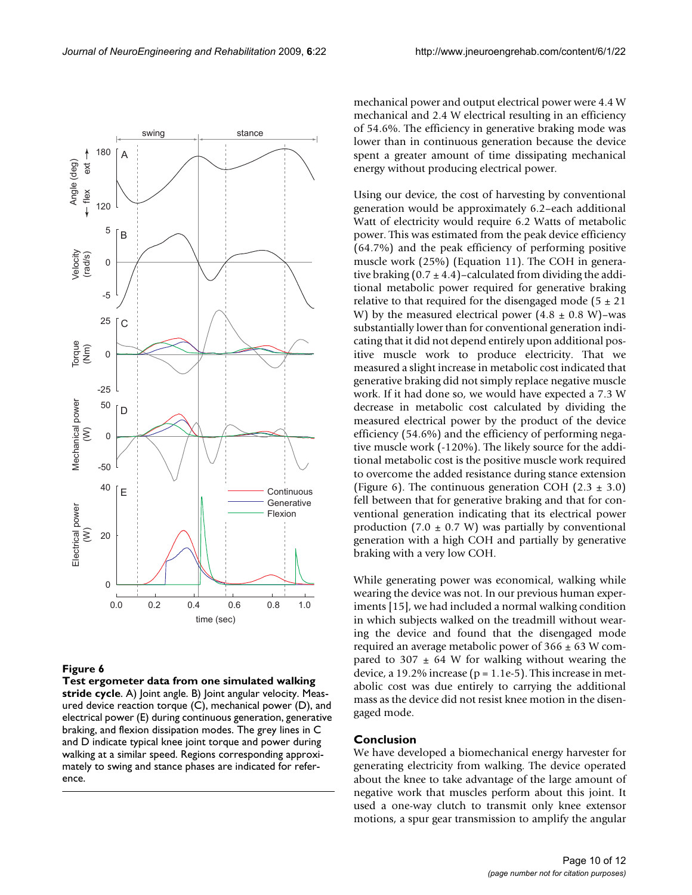swing
stance
Angle (deg)
← flex ext →
180
120
A
Velocity (rad/s)
5
0
-5
B
Torque (Nm)
25
0
-25
C
Mechanical power (W)
50
0
-50
D
Electrical power (W)
40
20
0
E
Continuous
Generative
Flexion
0.0
0.2
0.4
0.6
0.8
1.0
time (sec)

**Figure 6**
**Test ergometer data from one simulated walking stride cycle**. A) Joint angle. B) Joint angular velocity. Measured device reaction torque (C), mechanical power (D), and electrical power (E) during continuous generation, generative braking, and flexion dissipation modes. The grey lines in C and D indicate typical knee joint torque and power during walking at a similar speed. Regions corresponding approximately to swing and stance phases are indicated for reference.

mechanical power and output electrical power were 4.4 W mechanical and 2.4 W electrical resulting in an efficiency of 54.6%. The efficiency in generative braking mode was lower than in continuous generation because the device spent a greater amount of time dissipating mechanical energy without producing electrical power.

Using our device, the cost of harvesting by conventional generation would be approximately 6.2–each additional Watt of electricity would require 6.2 Watts of metabolic power. This was estimated from the peak device efficiency (64.7%) and the peak efficiency of performing positive muscle work (25%) (Equation 11). The COH in generative braking (0.7 ± 4.4)–calculated from dividing the additional metabolic power required for generative braking relative to that required for the disengaged mode (5 ± 21 W) by the measured electrical power (4.8 ± 0.8 W)–was substantially lower than for conventional generation indicating that it did not depend entirely upon additional positive muscle work to produce electricity. That we measured a slight increase in metabolic cost indicated that generative braking did not simply replace negative muscle work. If it had done so, we would have expected a 7.3 W decrease in metabolic cost calculated by dividing the measured electrical power by the product of the device efficiency (54.6%) and the efficiency of performing negative muscle work (-120%). The likely source for the additional metabolic cost is the positive muscle work required to overcome the added resistance during stance extension (Figure 6). The continuous generation COH (2.3 ± 3.0) fell between that for generative braking and that for conventional generation indicating that its electrical power production (7.0 ± 0.7 W) was partially by conventional generation with a high COH and partially by generative braking with a very low COH.

While generating power was economical, walking while wearing the device was not. In our previous human experiments [15], we had included a normal walking condition in which subjects walked on the treadmill without wearing the device and found that the disengaged mode required an average metabolic power of 366 ± 63 W compared to 307 ± 64 W for walking without wearing the device, a 19.2% increase ($p = 1.1e-5$). This increase in metabolic cost was due entirely to carrying the additional mass as the device did not resist knee motion in the disengaged mode.

## Conclusion

We have developed a biomechanical energy harvester for generating electricity from walking. The device operated about the knee to take advantage of the large amount of negative work that muscles perform about this joint. It used a one-way clutch to transmit only knee extensor motions, a spur gear transmission to amplify the angular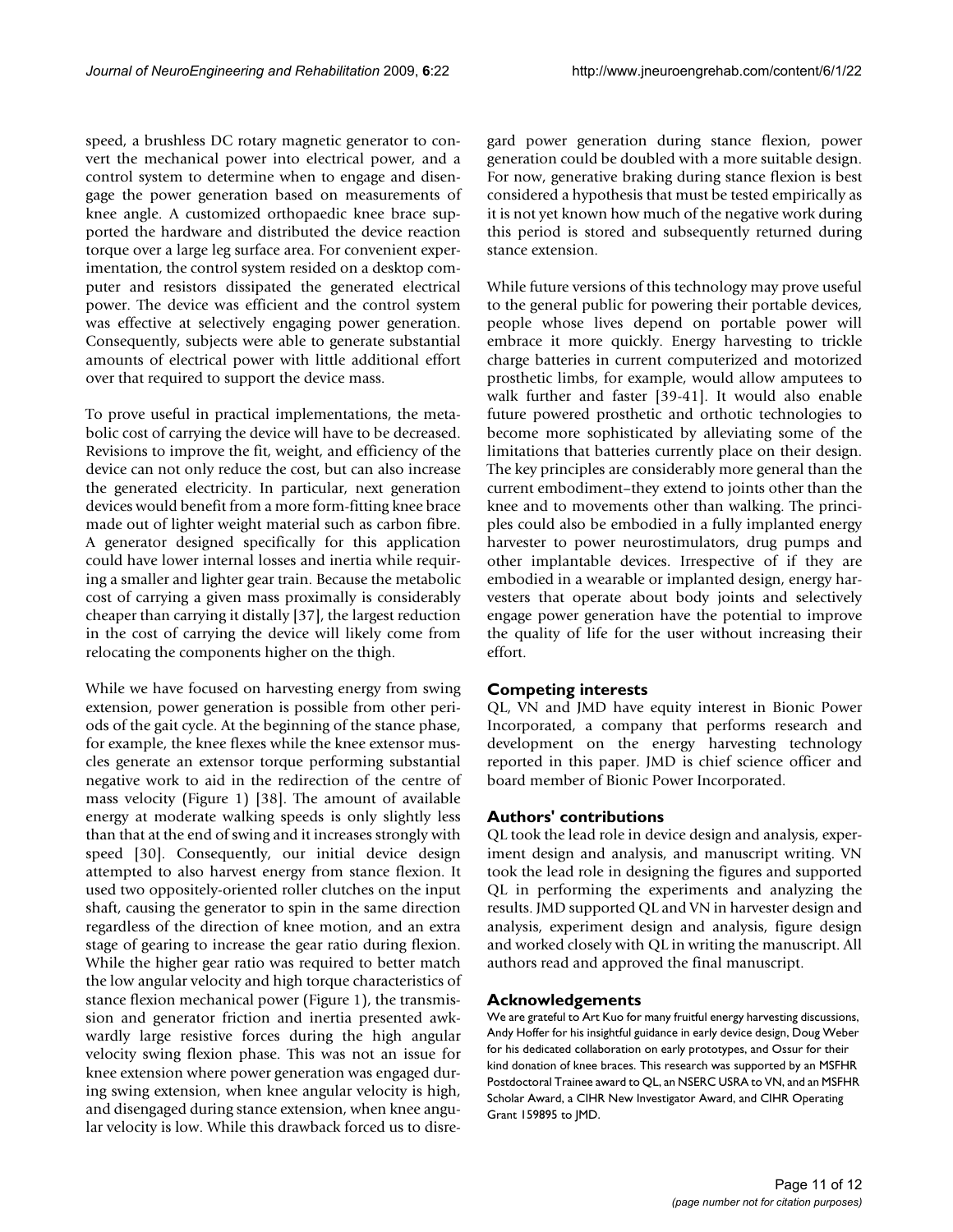speed, a brushless DC rotary magnetic generator to convert the mechanical power into electrical power, and a control system to determine when to engage and disengage the power generation based on measurements of knee angle. A customized orthopaedic knee brace supported the hardware and distributed the device reaction torque over a large leg surface area. For convenient experimentation, the control system resided on a desktop computer and resistors dissipated the generated electrical power. The device was efficient and the control system was effective at selectively engaging power generation. Consequently, subjects were able to generate substantial amounts of electrical power with little additional effort over that required to support the device mass.

To prove useful in practical implementations, the metabolic cost of carrying the device will have to be decreased. Revisions to improve the fit, weight, and efficiency of the device can not only reduce the cost, but can also increase the generated electricity. In particular, next generation devices would benefit from a more form-fitting knee brace made out of lighter weight material such as carbon fibre. A generator designed specifically for this application could have lower internal losses and inertia while requiring a smaller and lighter gear train. Because the metabolic cost of carrying a given mass proximally is considerably cheaper than carrying it distally [37], the largest reduction in the cost of carrying the device will likely come from relocating the components higher on the thigh.

While we have focused on harvesting energy from swing extension, power generation is possible from other periods of the gait cycle. At the beginning of the stance phase, for example, the knee flexes while the knee extensor muscles generate an extensor torque performing substantial negative work to aid in the redirection of the centre of mass velocity (Figure 1) [38]. The amount of available energy at moderate walking speeds is only slightly less than that at the end of swing and it increases strongly with speed [30]. Consequently, our initial device design attempted to also harvest energy from stance flexion. It used two oppositely-oriented roller clutches on the input shaft, causing the generator to spin in the same direction regardless of the direction of knee motion, and an extra stage of gearing to increase the gear ratio during flexion. While the higher gear ratio was required to better match the low angular velocity and high torque characteristics of stance flexion mechanical power (Figure 1), the transmission and generator friction and inertia presented awkwardly large resistive forces during the high angular velocity swing flexion phase. This was not an issue for knee extension where power generation was engaged during swing extension, when knee angular velocity is high, and disengaged during stance extension, when knee angular velocity is low. While this drawback forced us to disregard power generation during stance flexion, power generation could be doubled with a more suitable design. For now, generative braking during stance flexion is best considered a hypothesis that must be tested empirically as it is not yet known how much of the negative work during this period is stored and subsequently returned during stance extension.

While future versions of this technology may prove useful to the general public for powering their portable devices, people whose lives depend on portable power will embrace it more quickly. Energy harvesting to trickle charge batteries in current computerized and motorized prosthetic limbs, for example, would allow amputees to walk further and faster [39-41]. It would also enable future powered prosthetic and orthotic technologies to become more sophisticated by alleviating some of the limitations that batteries currently place on their design. The key principles are considerably more general than the current embodiment–they extend to joints other than the knee and to movements other than walking. The principles could also be embodied in a fully implanted energy harvester to power neurostimulators, drug pumps and other implantable devices. Irrespective of if they are embodied in a wearable or implanted design, energy harvesters that operate about body joints and selectively engage power generation have the potential to improve the quality of life for the user without increasing their effort.

## Competing interests

QL, VN and JMD have equity interest in Bionic Power Incorporated, a company that performs research and development on the energy harvesting technology reported in this paper. JMD is chief science officer and board member of Bionic Power Incorporated.

## Authors' contributions

QL took the lead role in device design and analysis, experiment design and analysis, and manuscript writing. VN took the lead role in designing the figures and supported QL in performing the experiments and analyzing the results. JMD supported QL and VN in harvester design and analysis, experiment design and analysis, figure design and worked closely with QL in writing the manuscript. All authors read and approved the final manuscript.

## Acknowledgements

We are grateful to Art Kuo for many fruitful energy harvesting discussions, Andy Hoffer for his insightful guidance in early device design, Doug Weber for his dedicated collaboration on early prototypes, and Ossur for their kind donation of knee braces. This research was supported by an MSFHR Postdoctoral Trainee award to QL, an NSERC USRA to VN, and an MSFHR Scholar Award, a CIHR New Investigator Award, and CIHR Operating Grant 159895 to JMD.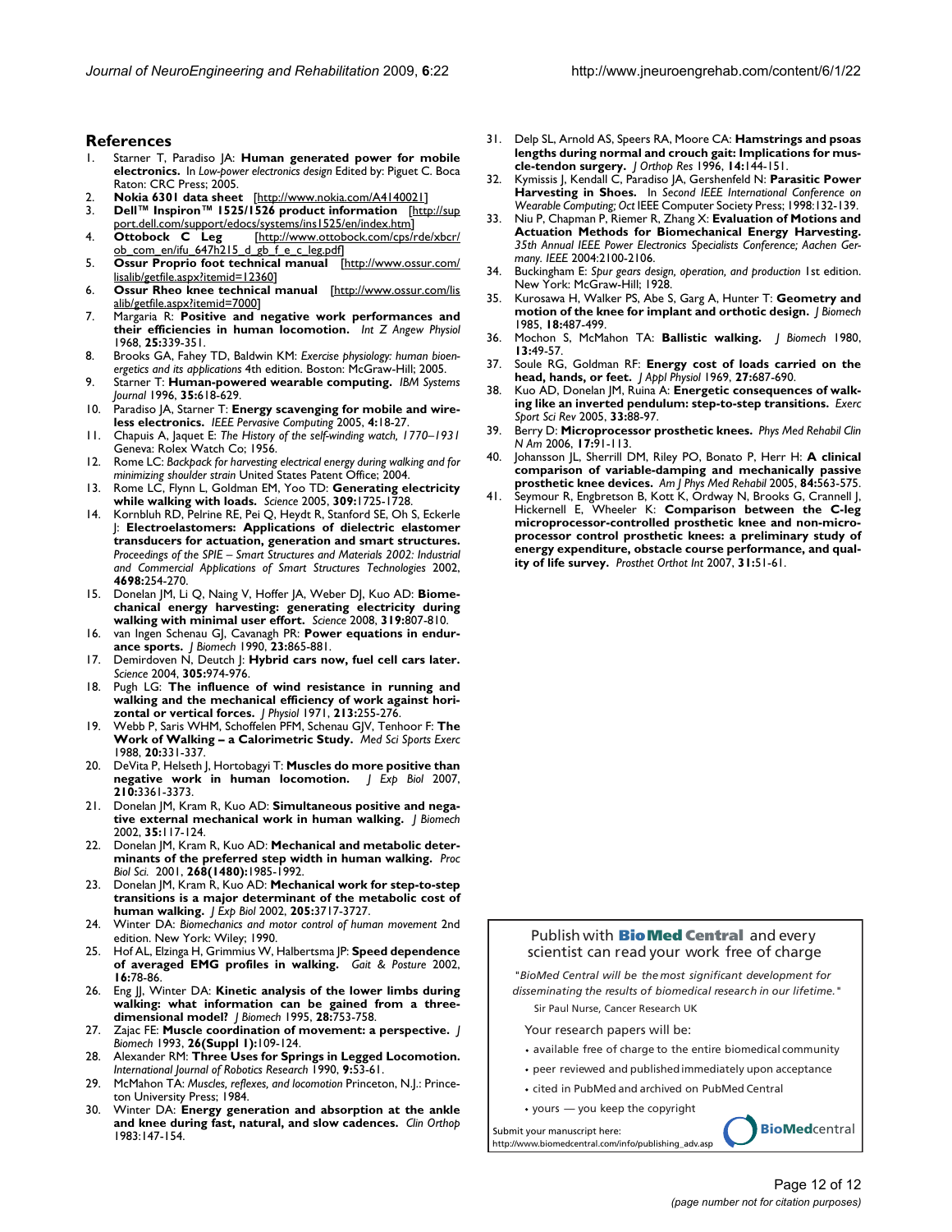## References

1. Starner T, Paradiso JA: **Human generated power for mobile electronics.** In *Low-power electronics design* Edited by: Piguet C. Boca Raton: CRC Press; 2005.
2. **Nokia 6301 data sheet** [http://www.nokia.com/A4140021]
3. **Dell™ Inspiron™ 1525/1526 product information** [http://support.dell.com/support/edocs/systems/ins1525/en/index.htm]
4. **Ottobock C Leg** [http://www.ottobock.com/cps/rde/xbcr/ob_com_en/ifu_647h215_d_gb_f_e_c_leg.pdf]
5. **Ossur Proprio foot technical manual** [http://www.ossur.com/lisalib/getfile.aspx?itemid=12360]
6. **Ossur Rheo knee technical manual** [http://www.ossur.com/lisalib/getfile.aspx?itemid=7000]
7. Margaria R: **Positive and negative work performances and their efficiencies in human locomotion.** *Int Z Angew Physiol* 1968, **25:**339-351.
8. Brooks GA, Fahey TD, Baldwin KM: *Exercise physiology: human bioenergetics and its applications* 4th edition. Boston: McGraw-Hill; 2005.
9. Starner T: **Human-powered wearable computing.** *IBM Systems Journal* 1996, **35:**618-629.
10. Paradiso JA, Starner T: **Energy scavenging for mobile and wireless electronics.** *IEEE Pervasive Computing* 2005, **4:**18-27.
11. Chapuis A, Jaquet E: *The History of the self-winding watch, 1770–1931* Geneva: Rolex Watch Co; 1956.
12. Rome LC: *Backpack for harvesting electrical energy during walking and for minimizing shoulder strain* United States Patent Office; 2004.
13. Rome LC, Flynn L, Goldman EM, Yoo TD: **Generating electricity while walking with loads.** *Science* 2005, **309:**1725-1728.
14. Kornbluh RD, Pelrine RE, Pei Q, Heydt R, Stanford SE, Oh S, Eckerle J: **Electroelastomers: Applications of dielectric elastomer transducers for actuation, generation and smart structures.** *Proceedings of the SPIE – Smart Structures and Materials 2002: Industrial and Commercial Applications of Smart Structures Technologies* 2002, **4698:**254-270.
15. Donelan JM, Li Q, Naing V, Hoffer JA, Weber DJ, Kuo AD: **Biomechanical energy harvesting: generating electricity during walking with minimal user effort.** *Science* 2008, **319:**807-810.
16. van Ingen Schenau GJ, Cavanagh PR: **Power equations in endurance sports.** *J Biomech* 1990, **23:**865-881.
17. Demirdoven N, Deutch J: **Hybrid cars now, fuel cell cars later.** *Science* 2004, **305:**974-976.
18. Pugh LG: **The influence of wind resistance in running and walking and the mechanical efficiency of work against horizontal or vertical forces.** *J Physiol* 1971, **213:**255-276.
19. Webb P, Saris WHM, Schoffelen PFM, Schenau GJV, Tenhoor F: **The Work of Walking – a Calorimetric Study.** *Med Sci Sports Exerc* 1988, **20:**331-337.
20. DeVita P, Helseth J, Hortobagyi T: **Muscles do more positive than negative work in human locomotion.** *J Exp Biol* 2007, **210:**3361-3373.
21. Donelan JM, Kram R, Kuo AD: **Simultaneous positive and negative external mechanical work in human walking.** *J Biomech* 2002, **35:**117-124.
22. Donelan JM, Kram R, Kuo AD: **Mechanical and metabolic determinants of the preferred step width in human walking.** *Proc Biol Sci.* 2001, **268(1480):**1985-1992.
23. Donelan JM, Kram R, Kuo AD: **Mechanical work for step-to-step transitions is a major determinant of the metabolic cost of human walking.** *J Exp Biol* 2002, **205:**3717-3727.
24. Winter DA: *Biomechanics and motor control of human movement* 2nd edition. New York: Wiley; 1990.
25. Hof AL, Elzinga H, Grimmius W, Halbertsma JP: **Speed dependence of averaged EMG profiles in walking.** *Gait & Posture* 2002, **16:**78-86.
26. Eng JJ, Winter DA: **Kinetic analysis of the lower limbs during walking: what information can be gained from a three-dimensional model?** *J Biomech* 1995, **28:**753-758.
27. Zajac FE: **Muscle coordination of movement: a perspective.** *J Biomech* 1993, **26(Suppl 1):**109-124.
28. Alexander RM: **Three Uses for Springs in Legged Locomotion.** *International Journal of Robotics Research* 1990, **9:**53-61.
29. McMahon TA: *Muscles, reflexes, and locomotion* Princeton, N.J.: Princeton University Press; 1984.
30. Winter DA: **Energy generation and absorption at the ankle and knee during fast, natural, and slow cadences.** *Clin Orthop* 1983:147-154.
31. Delp SL, Arnold AS, Speers RA, Moore CA: **Hamstrings and psoas lengths during normal and crouch gait: Implications for muscle-tendon surgery.** *J Orthop Res* 1996, **14:**144-151.
32. Kymissis J, Kendall C, Paradiso JA, Gershenfeld N: **Parasitic Power Harvesting in Shoes.** In *Second IEEE International Conference on Wearable Computing; Oct* IEEE Computer Society Press; 1998:132-139.
33. Niu P, Chapman P, Riemer R, Zhang X: **Evaluation of Motions and Actuation Methods for Biomechanical Energy Harvesting.** *35th Annual IEEE Power Electronics Specialists Conference; Aachen Germany. IEEE* 2004:2100-2106.
34. Buckingham E: *Spur gears design, operation, and production* 1st edition. New York: McGraw-Hill; 1928.
35. Kurosawa H, Walker PS, Abe S, Garg A, Hunter T: **Geometry and motion of the knee for implant and orthotic design.** *J Biomech* 1985, **18:**487-499.
36. Mochon S, McMahon TA: **Ballistic walking.** *J Biomech* 1980, **13:**49-57.
37. Soule RG, Goldman RF: **Energy cost of loads carried on the head, hands, or feet.** *J Appl Physiol* 1969, **27:**687-690.
38. Kuo AD, Donelan JM, Ruina A: **Energetic consequences of walking like an inverted pendulum: step-to-step transitions.** *Exerc Sport Sci Rev* 2005, **33:**88-97.
39. Berry D: **Microprocessor prosthetic knees.** *Phys Med Rehabil Clin N Am* 2006, **17:**91-113.
40. Johansson JL, Sherrill DM, Riley PO, Bonato P, Herr H: **A clinical comparison of variable-damping and mechanically passive prosthetic knee devices.** *Am J Phys Med Rehabil* 2005, **84:**563-575.
41. Seymour R, Engbretson B, Kott K, Ordway N, Brooks G, Crannell J, Hickernell E, Wheeler K: **Comparison between the C-leg microprocessor-controlled prosthetic knee and non-microprocessor control prosthetic knees: a preliminary study of energy expenditure, obstacle course performance, and quality of life survey.** *Prosthet Orthot Int* 2007, **31:**51-61.

Publish with **BioMed Central** and every scientist can read your work free of charge

*"BioMed Central will be the most significant development for disseminating the results of biomedical research in our lifetime."*
Sir Paul Nurse, Cancer Research UK

Your research papers will be:

- available free of charge to the entire biomedical community
- peer reviewed and published immediately upon acceptance
- cited in PubMed and archived on PubMed Central
- yours — you keep the copyright

Submit your manuscript here:
http://www.biomedcentral.com/info/publishing_adv.asp

**BioMed**central